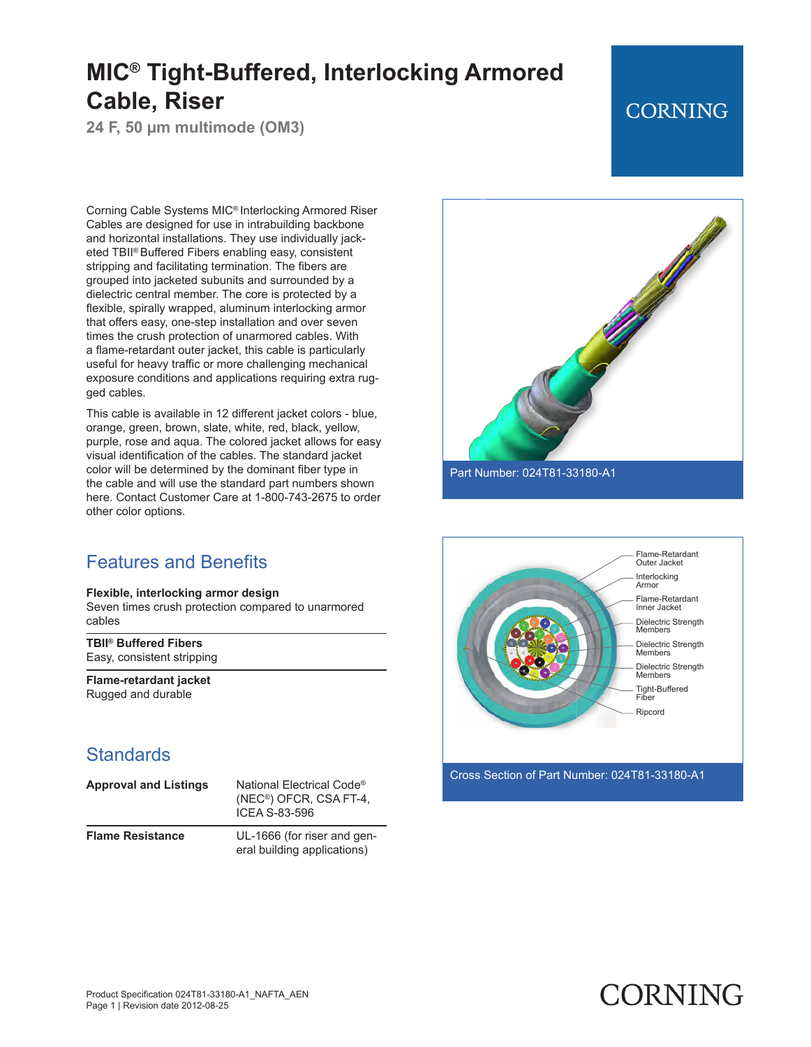# MIC® Tight-Buffered, Interlocking Armored Cable, Riser

**24 F, 50 µm multimode (OM3)**

CORNING

Corning Cable Systems MIC® Interlocking Armored Riser Cables are designed for use in intrabuilding backbone and horizontal installations. They use individually jacketed TBII® Buffered Fibers enabling easy, consistent stripping and facilitating termination. The fibers are grouped into jacketed subunits and surrounded by a dielectric central member. The core is protected by a flexible, spirally wrapped, aluminum interlocking armor that offers easy, one-step installation and over seven times the crush protection of unarmored cables. With a flame-retardant outer jacket, this cable is particularly useful for heavy traffic or more challenging mechanical exposure conditions and applications requiring extra rugged cables.

This cable is available in 12 different jacket colors - blue, orange, green, brown, slate, white, red, black, yellow, purple, rose and aqua. The colored jacket allows for easy visual identification of the cables. The standard jacket color will be determined by the dominant fiber type in the cable and will use the standard part numbers shown here. Contact Customer Care at 1-800-743-2675 to order other color options.

Part Number: 024T81-33180-A1

Flame-Retardant Outer Jacket
Interlocking Armor
Flame-Retardant Inner Jacket
Dielectric Strength Members
Dielectric Strength Members
Dielectric Strength Members
Tight-Buffered Fiber
Ripcord

Cross Section of Part Number: 024T81-33180-A1

## Features and Benefits

**Flexible, interlocking armor design**
Seven times crush protection compared to unarmored cables

**TBII® Buffered Fibers**
Easy, consistent stripping

**Flame-retardant jacket**
Rugged and durable

## Standards

| | |
|---|---|
| **Approval and Listings** | National Electrical Code® (NEC®) OFCR, CSA FT-4, ICEA S-83-596 |
| **Flame Resistance** | UL-1666 (for riser and general building applications) |

Product Specification 024T81-33180-A1_NAFTA_AEN
Page 1 | Revision date 2012-08-25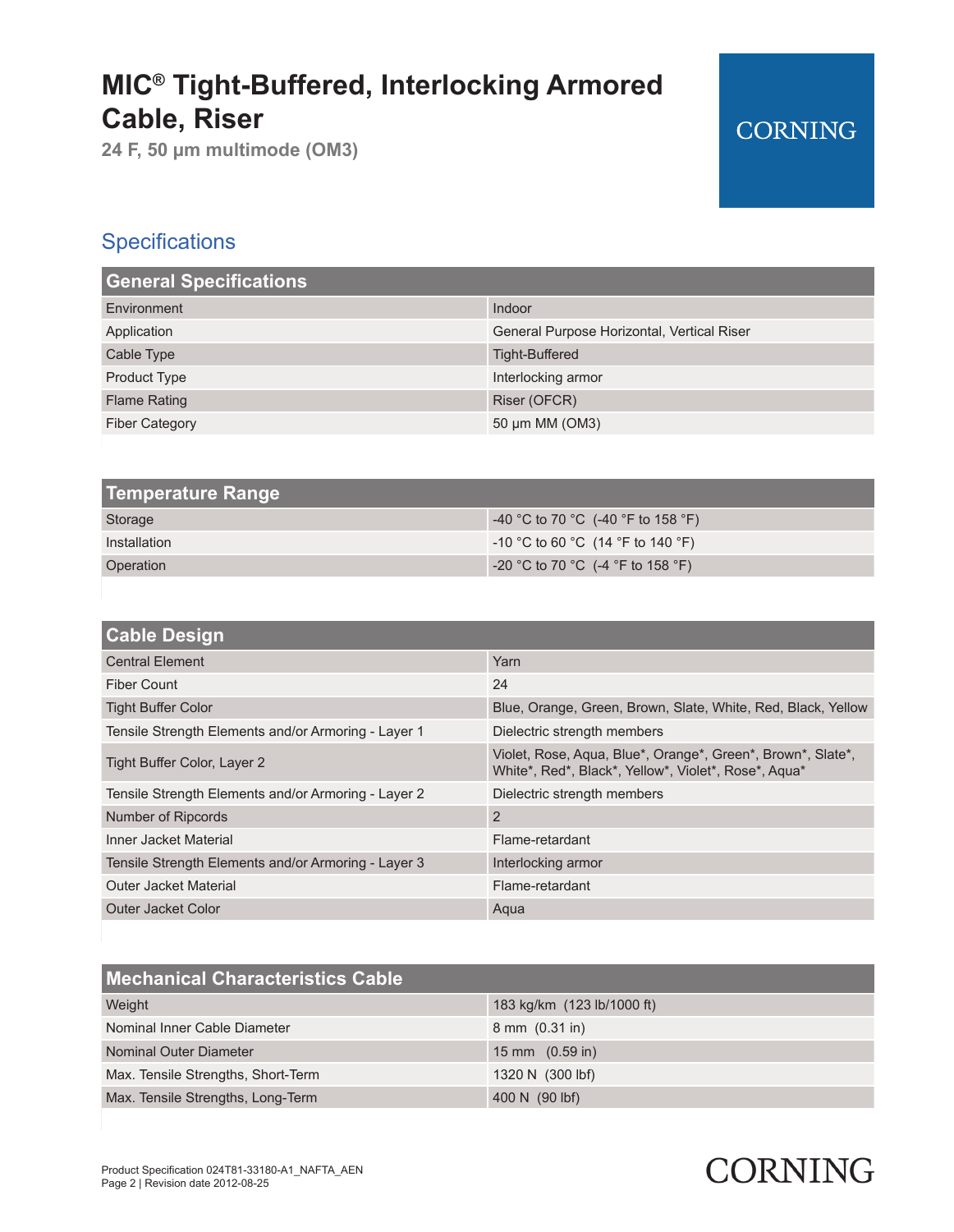# MIC® Tight-Buffered, Interlocking Armored Cable, Riser

**24 F, 50 µm multimode (OM3)**

## Specifications

| General Specifications | |
|---|---|
| Environment | Indoor |
| Application | General Purpose Horizontal, Vertical Riser |
| Cable Type | Tight-Buffered |
| Product Type | Interlocking armor |
| Flame Rating | Riser (OFCR) |
| Fiber Category | 50 µm MM (OM3) |

| Temperature Range | |
|---|---|
| Storage | -40 °C to 70 °C (-40 °F to 158 °F) |
| Installation | -10 °C to 60 °C (14 °F to 140 °F) |
| Operation | -20 °C to 70 °C (-4 °F to 158 °F) |

| Cable Design | |
|---|---|
| Central Element | Yarn |
| Fiber Count | 24 |
| Tight Buffer Color | Blue, Orange, Green, Brown, Slate, White, Red, Black, Yellow |
| Tensile Strength Elements and/or Armoring - Layer 1 | Dielectric strength members |
| Tight Buffer Color, Layer 2 | Violet, Rose, Aqua, Blue*, Orange*, Green*, Brown*, Slate*, White*, Red*, Black*, Yellow*, Violet*, Rose*, Aqua* |
| Tensile Strength Elements and/or Armoring - Layer 2 | Dielectric strength members |
| Number of Ripcords | 2 |
| Inner Jacket Material | Flame-retardant |
| Tensile Strength Elements and/or Armoring - Layer 3 | Interlocking armor |
| Outer Jacket Material | Flame-retardant |
| Outer Jacket Color | Aqua |

| Mechanical Characteristics Cable | |
|---|---|
| Weight | 183 kg/km (123 lb/1000 ft) |
| Nominal Inner Cable Diameter | 8 mm (0.31 in) |
| Nominal Outer Diameter | 15 mm (0.59 in) |
| Max. Tensile Strengths, Short-Term | 1320 N (300 lbf) |
| Max. Tensile Strengths, Long-Term | 400 N (90 lbf) |

Product Specification 024T81-33180-A1_NAFTA_AEN
Revision date 2012-08-25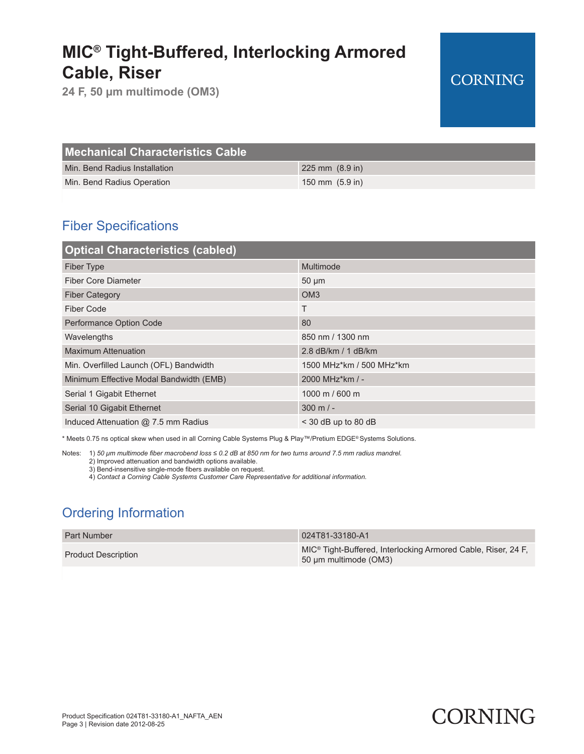# MIC® Tight-Buffered, Interlocking Armored Cable, Riser

**24 F, 50 µm multimode (OM3)**

CORNING

| Mechanical Characteristics Cable | |
|---|---|
| Min. Bend Radius Installation | 225 mm (8.9 in) |
| Min. Bend Radius Operation | 150 mm (5.9 in) |

## Fiber Specifications

| Optical Characteristics (cabled) | |
|---|---|
| Fiber Type | Multimode |
| Fiber Core Diameter | 50 µm |
| Fiber Category | OM3 |
| Fiber Code | T |
| Performance Option Code | 80 |
| Wavelengths | 850 nm / 1300 nm |
| Maximum Attenuation | 2.8 dB/km / 1 dB/km |
| Min. Overfilled Launch (OFL) Bandwidth | 1500 MHz*km / 500 MHz*km |
| Minimum Effective Modal Bandwidth (EMB) | 2000 MHz*km / - |
| Serial 1 Gigabit Ethernet | 1000 m / 600 m |
| Serial 10 Gigabit Ethernet | 300 m / - |
| Induced Attenuation @ 7.5 mm Radius | < 30 dB up to 80 dB |

* Meets 0.75 ns optical skew when used in all Corning Cable Systems Plug & Play™/Pretium EDGE® Systems Solutions.

Notes:
1) *50 µm multimode fiber macrobend loss ≤ 0.2 dB at 850 nm for two turns around 7.5 mm radius mandrel.*
2) Improved attenuation and bandwidth options available.
3) Bend-insensitive single-mode fibers available on request.
4) *Contact a Corning Cable Systems Customer Care Representative for additional information.*

## Ordering Information

| Part Number | 024T81-33180-A1 |
|---|---|
| Product Description | MIC® Tight-Buffered, Interlocking Armored Cable, Riser, 24 F, 50 µm multimode (OM3) |

Product Specification 024T81-33180-A1_NAFTA_AEN
Revision date 2012-08-25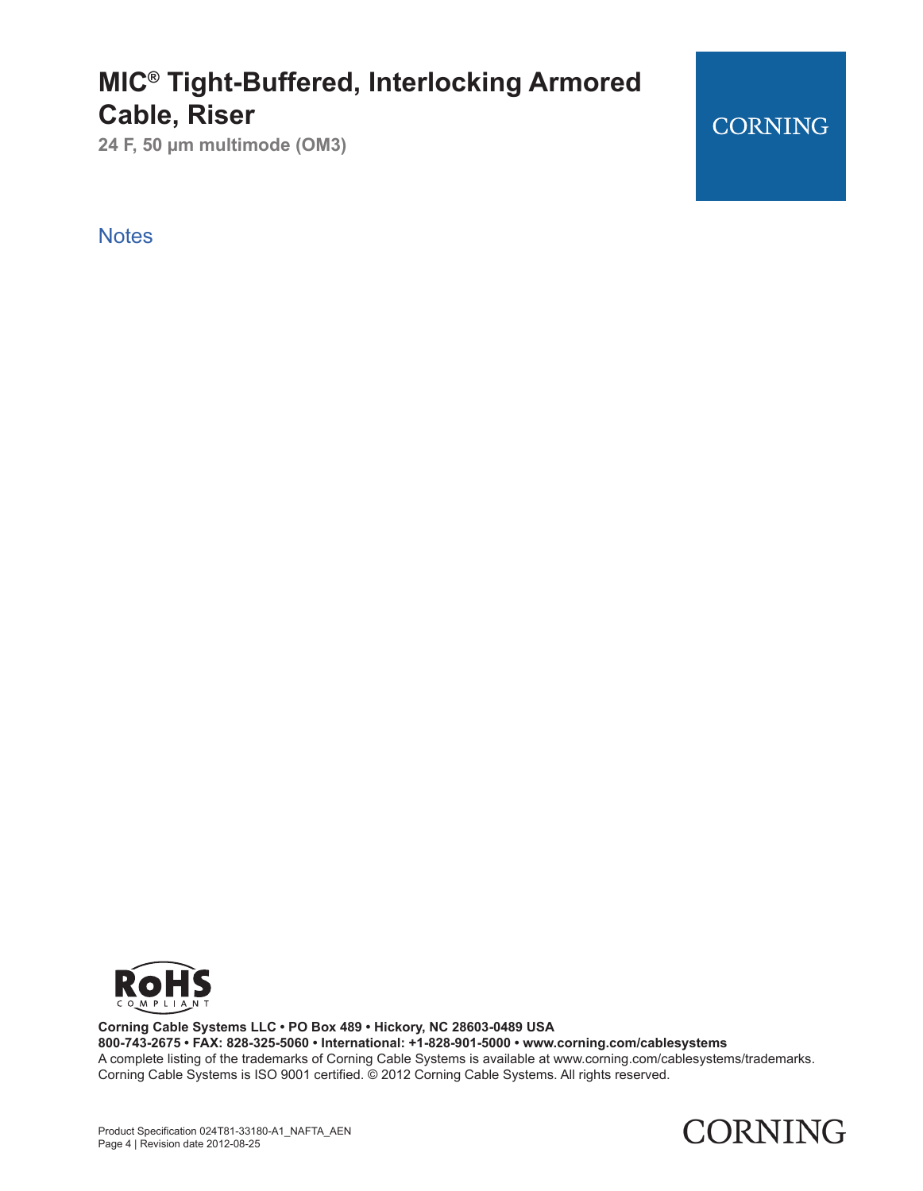# MIC® Tight-Buffered, Interlocking Armored Cable, Riser

**24 F, 50 µm multimode (OM3)**

## Notes

**Corning Cable Systems LLC • PO Box 489 • Hickory, NC 28603-0489 USA**
**800-743-2675 • FAX: 828-325-5060 • International: +1-828-901-5000 • www.corning.com/cablesystems**
A complete listing of the trademarks of Corning Cable Systems is available at www.corning.com/cablesystems/trademarks.
Corning Cable Systems is ISO 9001 certified. © 2012 Corning Cable Systems. All rights reserved.

Product Specification 024T81-33180-A1_NAFTA_AEN
Page 4 | Revision date 2012-08-25